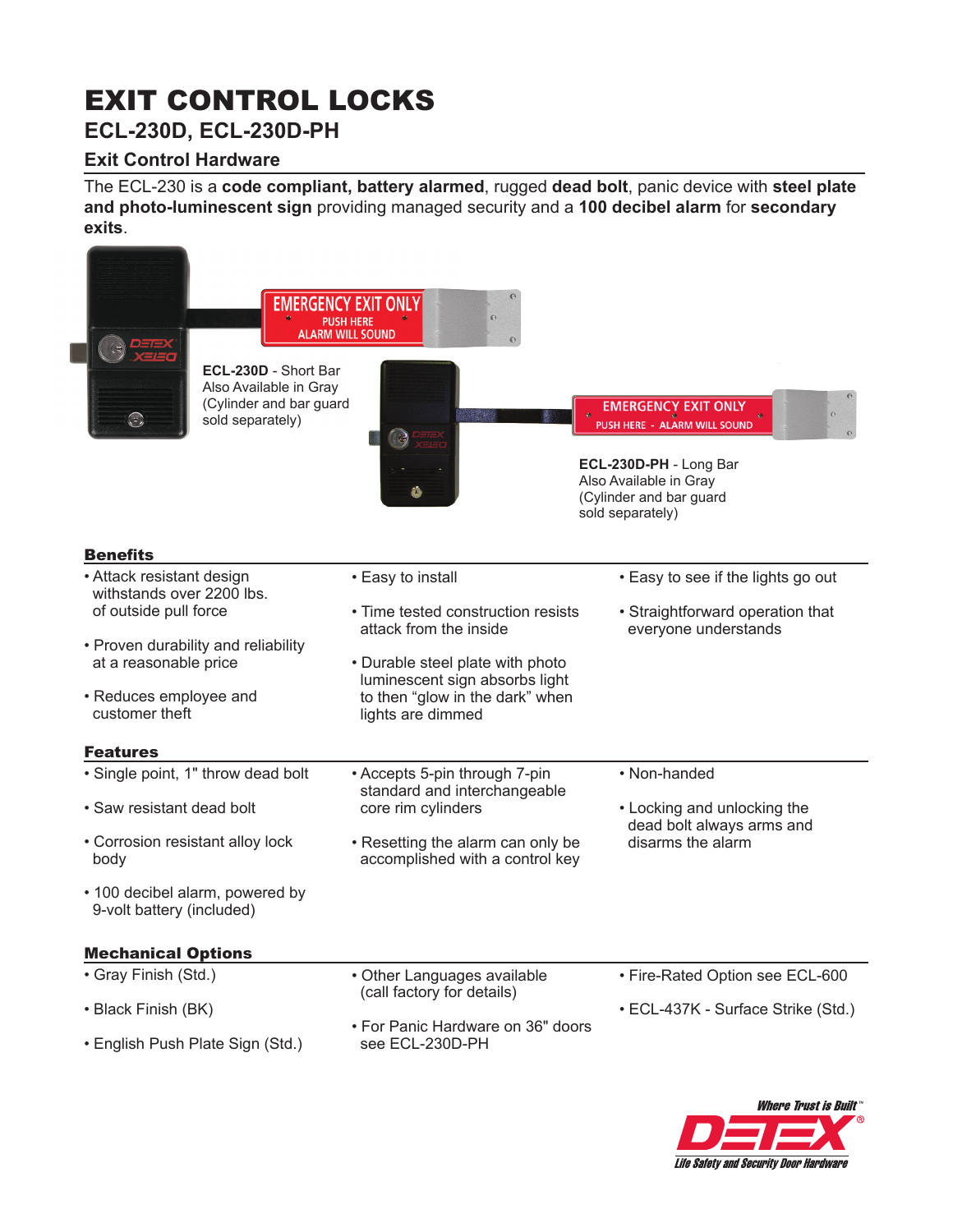# EXIT CONTROL LOCKS

## ECL-230D, ECL-230D-PH

### Exit Control Hardware

The ECL-230 is a **code compliant, battery alarmed**, rugged **dead bolt**, panic device with **steel plate and photo-luminescent sign** providing managed security and a **100 decibel alarm** for **secondary exits**.

EMERGENCY EXIT ONLY
PUSH HERE
ALARM WILL SOUND

**ECL-230D** - Short Bar
Also Available in Gray
(Cylinder and bar guard sold separately)

EMERGENCY EXIT ONLY
PUSH HERE - ALARM WILL SOUND

**ECL-230D-PH** - Long Bar
Also Available in Gray
(Cylinder and bar guard sold separately)

### Benefits

- Attack resistant design withstands over 2200 lbs. of outside pull force
- Proven durability and reliability at a reasonable price
- Reduces employee and customer theft
- Easy to install
- Time tested construction resists attack from the inside
- Durable steel plate with photo luminescent sign absorbs light to then "glow in the dark" when lights are dimmed
- Easy to see if the lights go out
- Straightforward operation that everyone understands

### Features

- Single point, 1" throw dead bolt
- Saw resistant dead bolt
- Corrosion resistant alloy lock body
- 100 decibel alarm, powered by 9-volt battery (included)
- Accepts 5-pin through 7-pin standard and interchangeable core rim cylinders
- Resetting the alarm can only be accomplished with a control key
- Non-handed
- Locking and unlocking the dead bolt always arms and disarms the alarm

### Mechanical Options

- Gray Finish (Std.)
- Black Finish (BK)
- English Push Plate Sign (Std.)
- Other Languages available (call factory for details)
- For Panic Hardware on 36" doors see ECL-230D-PH
- Fire-Rated Option see ECL-600
- ECL-437K - Surface Strike (Std.)

*Where Trust is Built*™
DETEX®
*Life Safety and Security Door Hardware*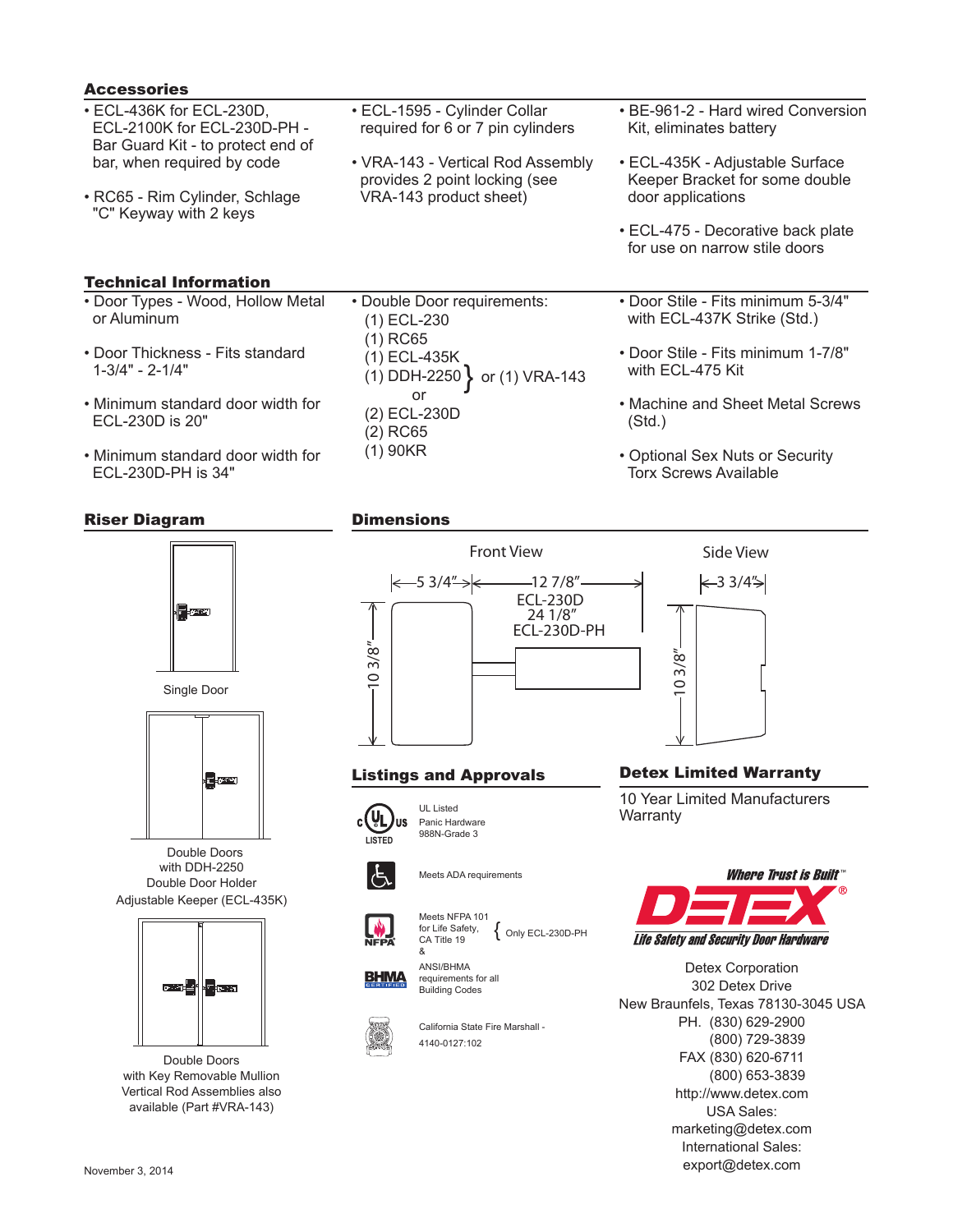## Accessories

- ECL-436K for ECL-230D, ECL-2100K for ECL-230D-PH - Bar Guard Kit - to protect end of bar, when required by code
- RC65 - Rim Cylinder, Schlage "C" Keyway with 2 keys
- ECL-1595 - Cylinder Collar required for 6 or 7 pin cylinders
- VRA-143 - Vertical Rod Assembly provides 2 point locking (see VRA-143 product sheet)
- BE-961-2 - Hard wired Conversion Kit, eliminates battery
- ECL-435K - Adjustable Surface Keeper Bracket for some double door applications
- ECL-475 - Decorative back plate for use on narrow stile doors

## Technical Information

- Door Types - Wood, Hollow Metal or Aluminum
- Door Thickness - Fits standard 1-3/4" - 2-1/4"
- Minimum standard door width for ECL-230D is 20"
- Minimum standard door width for ECL-230D-PH is 34"
- Double Door requirements:
  - (1) ECL-230
  - (1) RC65
  - (1) ECL-435K
  - (1) DDH-2250 } or (1) VRA-143
  - or
  - (2) ECL-230D
  - (2) RC65
  - (1) 90KR
- Door Stile - Fits minimum 5-3/4" with ECL-437K Strike (Std.)
- Door Stile - Fits minimum 1-7/8" with ECL-475 Kit
- Machine and Sheet Metal Screws (Std.)
- Optional Sex Nuts or Security Torx Screws Available

## Riser Diagram

Single Door

Double Doors with DDH-2250 Double Door Holder Adjustable Keeper (ECL-435K)

Double Doors with Key Removable Mullion Vertical Rod Assemblies also available (Part #VRA-143)

## Dimensions

Front View

5 3/4"

12 7/8" ECL-230D

24 1/8" ECL-230D-PH

10 3/8"

Side View

3 3/4"

10 3/8"

## Listings and Approvals

UL Listed Panic Hardware 988N-Grade 3

Meets ADA requirements

Meets NFPA 101 for Life Safety, CA Title 19 & { Only ECL-230D-PH

ANSI/BHMA requirements for all Building Codes

California State Fire Marshall - 4140-0127:102

## Detex Limited Warranty

10 Year Limited Manufacturers Warranty

Where Trust is Built™

DETEX®

Life Safety and Security Door Hardware

Detex Corporation
302 Detex Drive
New Braunfels, Texas 78130-3045 USA
PH. (830) 629-2900
(800) 729-3839
FAX (830) 620-6711
(800) 653-3839
http://www.detex.com
USA Sales:
marketing@detex.com
International Sales:
export@detex.com

November 3, 2014